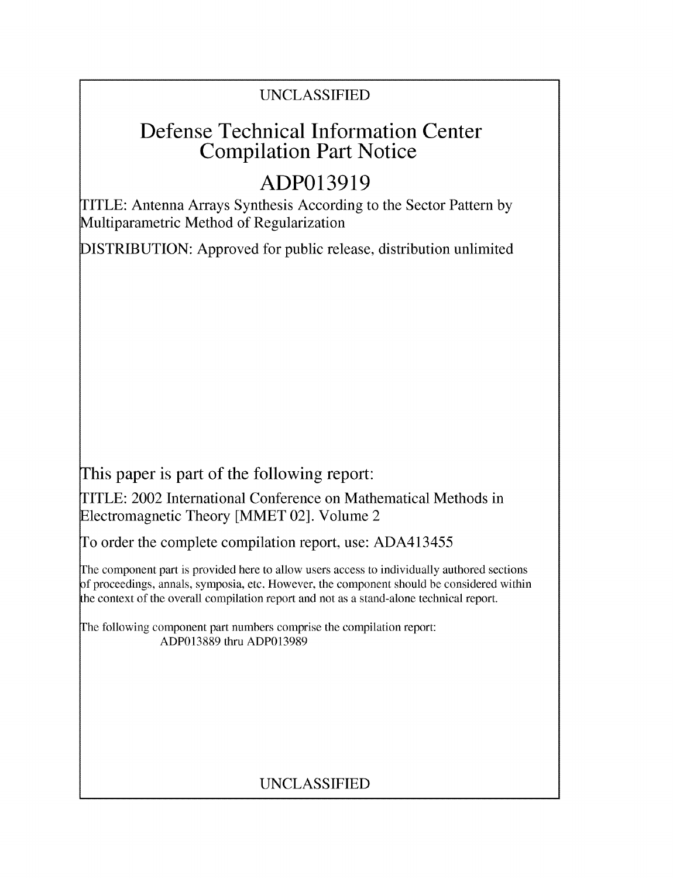UNCLASSIFIED

# Defense Technical Information Center Compilation Part Notice

# ADP013919

TITLE: Antenna Arrays Synthesis According to the Sector Pattern by Multiparametric Method of Regularization

DISTRIBUTION: Approved for public release, distribution unlimited

This paper is part of the following report:

TITLE: 2002 International Conference on Mathematical Methods in Electromagnetic Theory [MMET 02]. Volume 2

To order the complete compilation report, use: ADA413455

The component part is provided here to allow users access to individually authored sections of proceedings, annals, symposia, etc. However, the component should be considered within the context of the overall compilation report and not as a stand-alone technical report.

The following component part numbers comprise the compilation report:
ADP013889 thru ADP013989

UNCLASSIFIED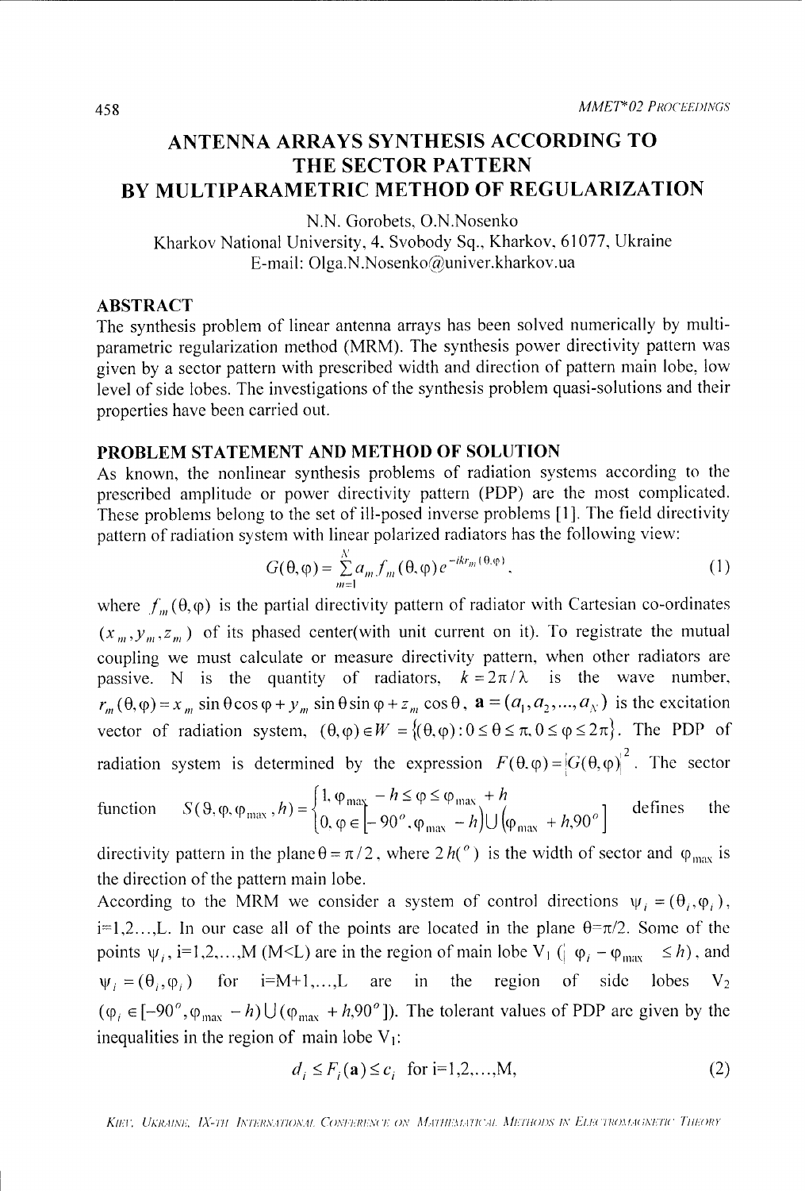# ANTENNA ARRAYS SYNTHESIS ACCORDING TO THE SECTOR PATTERN BY MULTIPARAMETRIC METHOD OF REGULARIZATION

N.N. Gorobets, O.N.Nosenko

Kharkov National University, 4, Svobody Sq., Kharkov, 61077, Ukraine

E-mail: Olga.N.Nosenko@univer.kharkov.ua

## ABSTRACT

The synthesis problem of linear antenna arrays has been solved numerically by multiparametric regularization method (MRM). The synthesis power directivity pattern was given by a sector pattern with prescribed width and direction of pattern main lobe, low level of side lobes. The investigations of the synthesis problem quasi-solutions and their properties have been carried out.

## PROBLEM STATEMENT AND METHOD OF SOLUTION

As known, the nonlinear synthesis problems of radiation systems according to the prescribed amplitude or power directivity pattern (PDP) are the most complicated. These problems belong to the set of ill-posed inverse problems [1]. The field directivity pattern of radiation system with linear polarized radiators has the following view:

$$G(\theta,\varphi)=\sum_{m=1}^{N}a_m f_m(\theta,\varphi)e^{-ikr_m(\theta,\varphi)}, \tag{1}$$

where $f_m(\theta,\varphi)$ is the partial directivity pattern of radiator with Cartesian co-ordinates $(x_m, y_m, z_m)$ of its phased center(with unit current on it). To registrate the mutual coupling we must calculate or measure directivity pattern, when other radiators are passive. N is the quantity of radiators, $k=2\pi/\lambda$ is the wave number, $r_m(\theta,\varphi)=x_m\sin\theta\cos\varphi+y_m\sin\theta\sin\varphi+z_m\cos\theta$, $\mathbf{a}=(a_1,a_2,\ldots,a_N)$ is the excitation vector of radiation system, $(\theta,\varphi)\in W=\{(\theta,\varphi):0\le\theta\le\pi, 0\le\varphi\le 2\pi\}$. The PDP of radiation system is determined by the expression $F(\theta,\varphi)=|G(\theta,\varphi)|^2$. The sector function $S(\vartheta,\varphi,\varphi_{\max},h)=\begin{cases}1, \varphi_{\max}-h\le\varphi\le\varphi_{\max}+h\\ 0, \varphi\in\left[-90^o,\varphi_{\max}-h\right)\cup\left(\varphi_{\max}+h,90^o\right]\end{cases}$ defines the directivity pattern in the plane $\theta=\pi/2$, where $2h(^o)$ is the width of sector and $\varphi_{\max}$ is the direction of the pattern main lobe.

According to the MRM we consider a system of control directions $\psi_i=(\theta_i,\varphi_i)$, i=1,2…,L. In our case all of the points are located in the plane $\theta=\pi/2$. Some of the points $\psi_i$, i=1,2,…,M (M<L) are in the region of main lobe $V_1$ ($|\varphi_i-\varphi_{\max}|\le h$), and $\psi_i=(\theta_i,\varphi_i)$ for i=M+1,…,L are in the region of side lobes $V_2$ ($\varphi_i\in[-90^o,\varphi_{\max}-h)\cup(\varphi_{\max}+h,90^o]$). The tolerant values of PDP are given by the inequalities in the region of main lobe $V_1$:

$$d_i\le F_i(\mathbf{a})\le c_i \quad \text{for i=1,2,…,M}, \tag{2}$$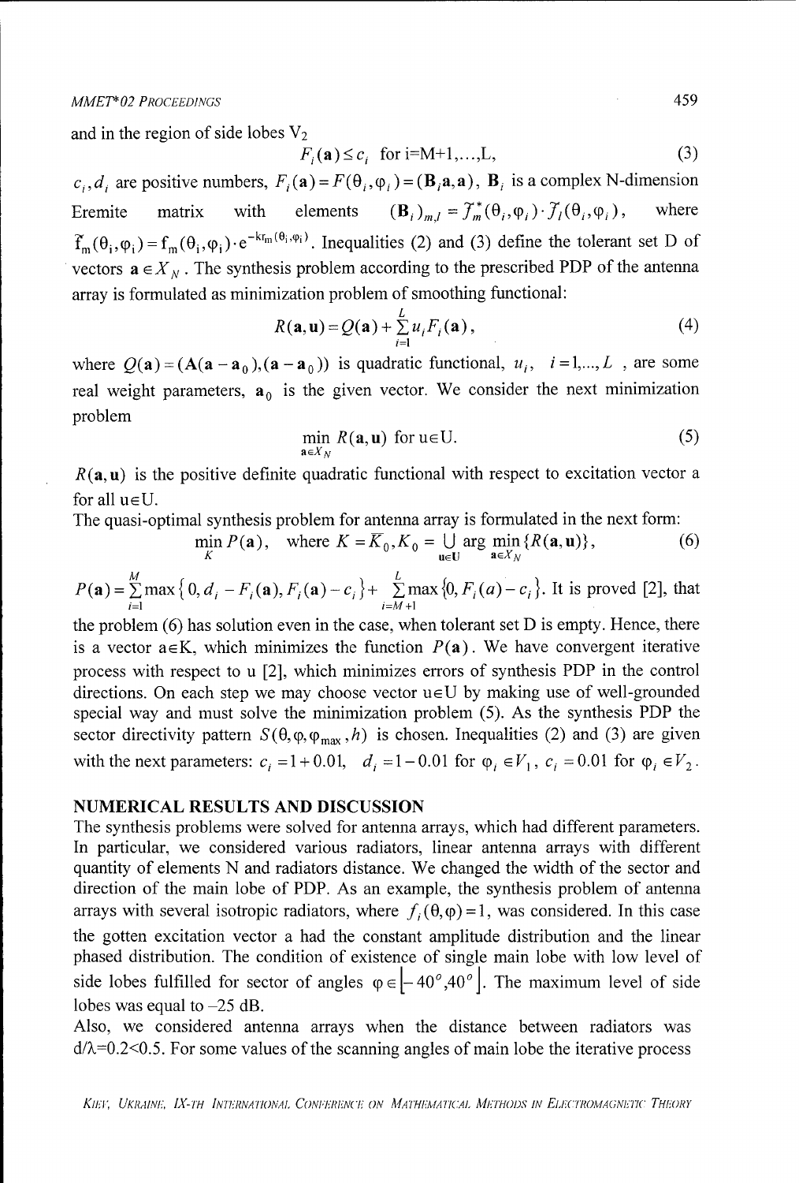and in the region of side lobes $V_2$

$$F_i(\mathbf{a}) \le c_i \quad \text{for i=M+1,...,L,} \tag{3}$$

$c_i, d_i$ are positive numbers, $F_i(\mathbf{a}) = F(\theta_i, \varphi_i) = (\mathbf{B}_i \mathbf{a}, \mathbf{a})$, $\mathbf{B}_i$ is a complex N-dimension Eremite matrix with elements $(\mathbf{B}_i)_{m,l} = \tilde{f}_m^*(\theta_i, \varphi_i) \cdot \tilde{f}_l(\theta_i, \varphi_i)$, where $\tilde{f}_m(\theta_i, \varphi_i) = f_m(\theta_i, \varphi_i) \cdot e^{-kr_m(\theta_i, \varphi_i)}$. Inequalities (2) and (3) define the tolerant set D of vectors $\mathbf{a} \in X_N$. The synthesis problem according to the prescribed PDP of the antenna array is formulated as minimization problem of smoothing functional:

$$R(\mathbf{a}, \mathbf{u}) = Q(\mathbf{a}) + \sum_{i=1}^{L} u_i F_i(\mathbf{a}), \tag{4}$$

where $Q(\mathbf{a}) = (\mathbf{A}(\mathbf{a} - \mathbf{a}_0), (\mathbf{a} - \mathbf{a}_0))$ is quadratic functional, $u_i$, $i = 1, ..., L$, are some real weight parameters, $\mathbf{a}_0$ is the given vector. We consider the next minimization problem

$$\min_{\mathbf{a} \in X_N} R(\mathbf{a}, \mathbf{u}) \text{ for u} \in \text{U}. \tag{5}$$

$R(\mathbf{a}, \mathbf{u})$ is the positive definite quadratic functional with respect to excitation vector a for all u∈U.

The quasi-optimal synthesis problem for antenna array is formulated in the next form:

$$\min_K P(\mathbf{a}), \quad \text{where } K = \overline{K}_0, K_0 = \bigcup_{\mathbf{u} \in \mathbf{U}} \arg \min_{\mathbf{a} \in X_N} \{R(\mathbf{a}, \mathbf{u})\}, \tag{6}$$

$P(\mathbf{a}) = \sum_{i=1}^{M} \max\{0, d_i - F_i(\mathbf{a}), F_i(\mathbf{a}) - c_i\} + \sum_{i=M+1}^{L} \max\{0, F_i(a) - c_i\}$. It is proved [2], that the problem (6) has solution even in the case, when tolerant set D is empty. Hence, there is a vector a∈K, which minimizes the function $P(\mathbf{a})$. We have convergent iterative process with respect to u [2], which minimizes errors of synthesis PDP in the control directions. On each step we may choose vector u∈U by making use of well-grounded special way and must solve the minimization problem (5). As the synthesis PDP the sector directivity pattern $S(\theta, \varphi, \varphi_{\max}, h)$ is chosen. Inequalities (2) and (3) are given with the next parameters: $c_i = 1 + 0.01$, $d_i = 1 - 0.01$ for $\varphi_i \in V_1$, $c_i = 0.01$ for $\varphi_i \in V_2$.

## NUMERICAL RESULTS AND DISCUSSION

The synthesis problems were solved for antenna arrays, which had different parameters. In particular, we considered various radiators, linear antenna arrays with different quantity of elements N and radiators distance. We changed the width of the sector and direction of the main lobe of PDP. As an example, the synthesis problem of antenna arrays with several isotropic radiators, where $f_i(\theta, \varphi) = 1$, was considered. In this case the gotten excitation vector a had the constant amplitude distribution and the linear phased distribution. The condition of existence of single main lobe with low level of side lobes fulfilled for sector of angles $\varphi \in [-40^o, 40^o]$. The maximum level of side lobes was equal to –25 dB.

Also, we considered antenna arrays when the distance between radiators was $d/\lambda = 0.2 < 0.5$. For some values of the scanning angles of main lobe the iterative process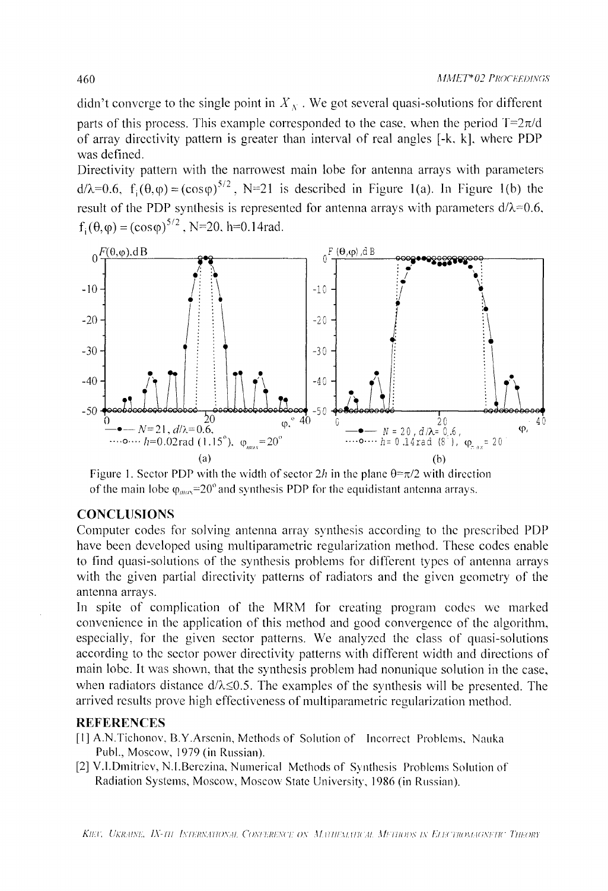didn't converge to the single point in $X_N$. We got several quasi-solutions for different parts of this process. This example corresponded to the case, when the period $T=2\pi/d$ of array directivity pattern is greater than interval of real angles [-k, k], where PDP was defined.

Directivity pattern with the narrowest main lobe for antenna arrays with parameters $d/\lambda=0.6$, $f_i(\theta,\varphi)=(\cos\varphi)^{5/2}$, N=21 is described in Figure 1(a). In Figure 1(b) the result of the PDP synthesis is represented for antenna arrays with parameters $d/\lambda=0.6$, $f_i(\theta,\varphi)=(\cos\varphi)^{5/2}$, N=20, h=0.14rad.

F(θ,φ).dB
0
-10
-20
-30
-40
-50
0 20 φ,° 40
—•— N=21, d/λ=0.6,
····o···· h=0.02rad (1.15°), φmax=20°
(a)

F (θ,φ),d B
0
-10
-20
-30
-40
-50
0 20 40
—•— N = 20, d/λ= 0.6,
····o···· h= 0.14rad (8°), φmax= 20
φ,
(b)

Figure 1. Sector PDP with the width of sector $2h$ in the plane $\theta=\pi/2$ with direction of the main lobe $\varphi_{max}=20°$ and synthesis PDP for the equidistant antenna arrays.

## CONCLUSIONS

Computer codes for solving antenna array synthesis according to the prescribed PDP have been developed using multiparametric regularization method. These codes enable to find quasi-solutions of the synthesis problems for different types of antenna arrays with the given partial directivity patterns of radiators and the given geometry of the antenna arrays.

In spite of complication of the MRM for creating program codes we marked convenience in the application of this method and good convergence of the algorithm, especially, for the given sector patterns. We analyzed the class of quasi-solutions according to the sector power directivity patterns with different width and directions of main lobe. It was shown, that the synthesis problem had nonunique solution in the case, when radiators distance $d/\lambda\leq0.5$. The examples of the synthesis will be presented. The arrived results prove high effectiveness of multiparametric regularization method.

## REFERENCES

[1] A.N.Tichonov, B.Y.Arsenin, Methods of Solution of Incorrect Problems, Nauka Publ., Moscow, 1979 (in Russian).

[2] V.I.Dmitriev, N.I.Berezina, Numerical Methods of Synthesis Problems Solution of Radiation Systems, Moscow, Moscow State University, 1986 (in Russian).